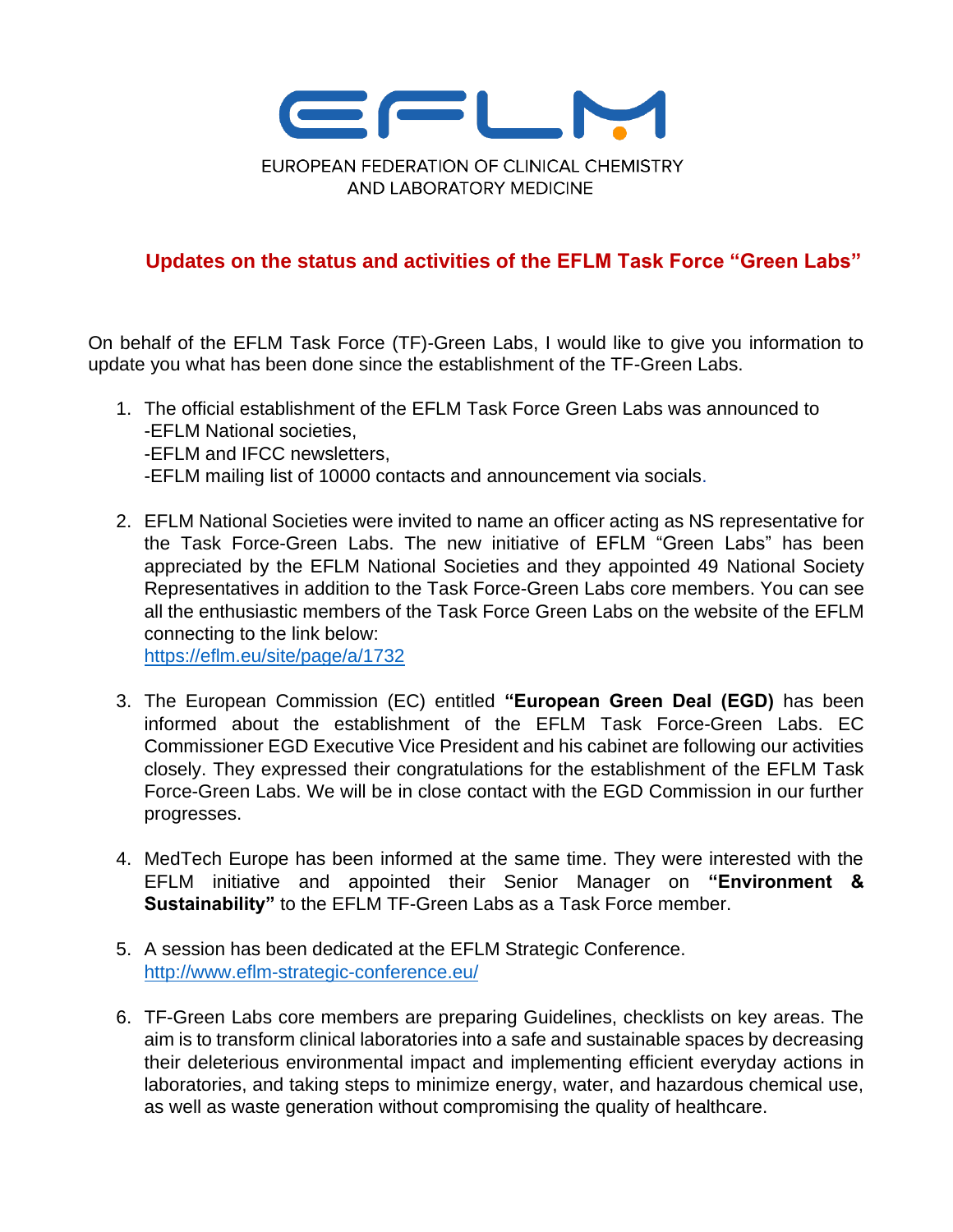EUROPEAN FEDERATION OF CLINICAL CHEMISTRY
AND LABORATORY MEDICINE

## Updates on the status and activities of the EFLM Task Force "Green Labs"

On behalf of the EFLM Task Force (TF)-Green Labs, I would like to give you information to update you what has been done since the establishment of the TF-Green Labs.

1. The official establishment of the EFLM Task Force Green Labs was announced to
   -EFLM National societies,
   -EFLM and IFCC newsletters,
   -EFLM mailing list of 10000 contacts and announcement via socials.

2. EFLM National Societies were invited to name an officer acting as NS representative for the Task Force-Green Labs. The new initiative of EFLM "Green Labs" has been appreciated by the EFLM National Societies and they appointed 49 National Society Representatives in addition to the Task Force-Green Labs core members. You can see all the enthusiastic members of the Task Force Green Labs on the website of the EFLM connecting to the link below:
   https://eflm.eu/site/page/a/1732

3. The European Commission (EC) entitled **"European Green Deal (EGD)** has been informed about the establishment of the EFLM Task Force-Green Labs. EC Commissioner EGD Executive Vice President and his cabinet are following our activities closely. They expressed their congratulations for the establishment of the EFLM Task Force-Green Labs. We will be in close contact with the EGD Commission in our further progresses.

4. MedTech Europe has been informed at the same time. They were interested with the EFLM initiative and appointed their Senior Manager on **"Environment & Sustainability"** to the EFLM TF-Green Labs as a Task Force member.

5. A session has been dedicated at the EFLM Strategic Conference.
   http://www.eflm-strategic-conference.eu/

6. TF-Green Labs core members are preparing Guidelines, checklists on key areas. The aim is to transform clinical laboratories into a safe and sustainable spaces by decreasing their deleterious environmental impact and implementing efficient everyday actions in laboratories, and taking steps to minimize energy, water, and hazardous chemical use, as well as waste generation without compromising the quality of healthcare.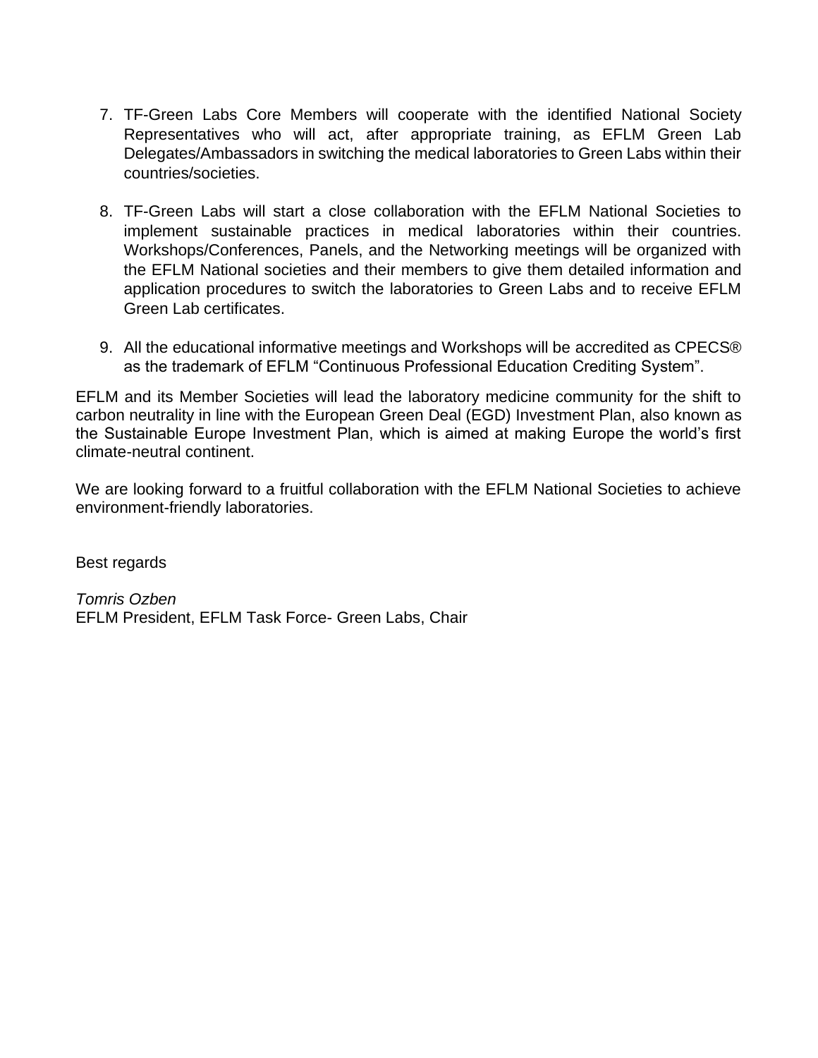7. TF-Green Labs Core Members will cooperate with the identified National Society Representatives who will act, after appropriate training, as EFLM Green Lab Delegates/Ambassadors in switching the medical laboratories to Green Labs within their countries/societies.

8. TF-Green Labs will start a close collaboration with the EFLM National Societies to implement sustainable practices in medical laboratories within their countries. Workshops/Conferences, Panels, and the Networking meetings will be organized with the EFLM National societies and their members to give them detailed information and application procedures to switch the laboratories to Green Labs and to receive EFLM Green Lab certificates.

9. All the educational informative meetings and Workshops will be accredited as CPECS® as the trademark of EFLM "Continuous Professional Education Crediting System".

EFLM and its Member Societies will lead the laboratory medicine community for the shift to carbon neutrality in line with the European Green Deal (EGD) Investment Plan, also known as the Sustainable Europe Investment Plan, which is aimed at making Europe the world's first climate-neutral continent.

We are looking forward to a fruitful collaboration with the EFLM National Societies to achieve environment-friendly laboratories.

Best regards

*Tomris Ozben*
EFLM President, EFLM Task Force- Green Labs, Chair